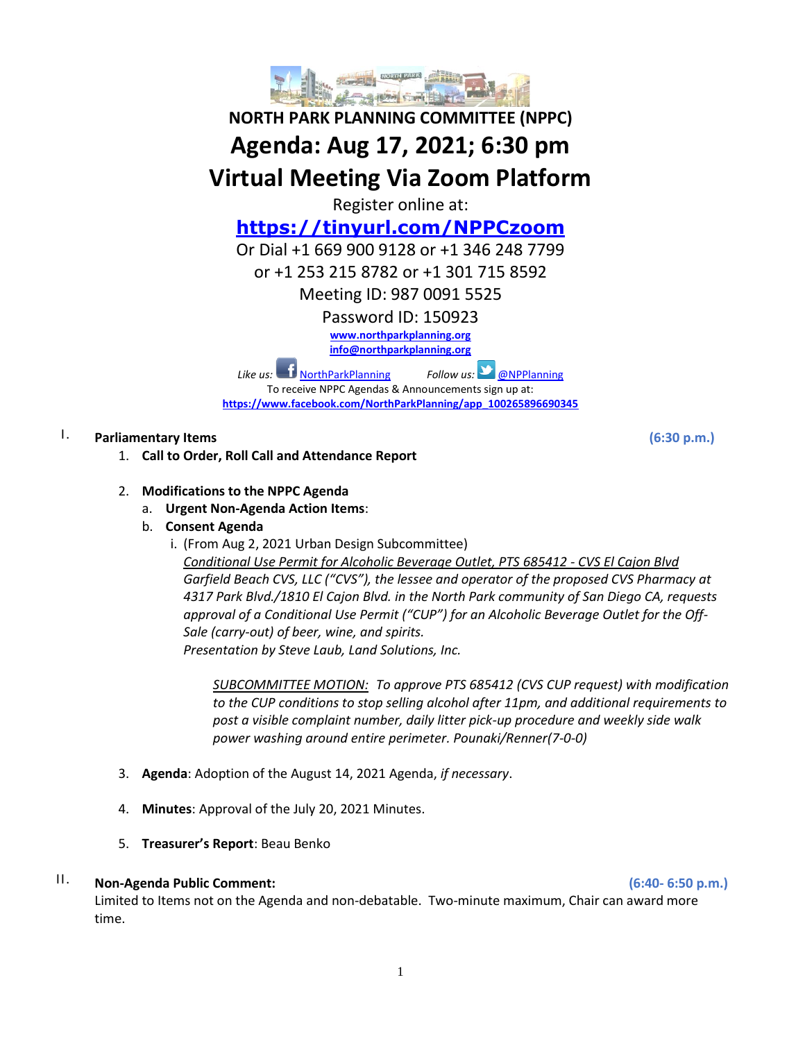# NORTH PARK PLANNING COMMITTEE (NPPC)

# Agenda: Aug 17, 2021; 6:30 pm

# Virtual Meeting Via Zoom Platform

Register online at:

**https://tinyurl.com/NPPCzoom**

Or Dial +1 669 900 9128 or +1 346 248 7799
or +1 253 215 8782 or +1 301 715 8592

Meeting ID: 987 0091 5525

Password ID: 150923

**www.northparkplanning.org**
**info@northparkplanning.org**

*Like us:* NorthParkPlanning *Follow us:* @NPPlanning

To receive NPPC Agendas & Announcements sign up at:
**https://www.facebook.com/NorthParkPlanning/app_100265896690345**

## I. Parliamentary Items (6:30 p.m.)

1. **Call to Order, Roll Call and Attendance Report**

2. **Modifications to the NPPC Agenda**
   a. **Urgent Non-Agenda Action Items**:
   b. **Consent Agenda**
      i. (From Aug 2, 2021 Urban Design Subcommittee)
      *Conditional Use Permit for Alcoholic Beverage Outlet, PTS 685412 - CVS El Cajon Blvd*
      *Garfield Beach CVS, LLC ("CVS"), the lessee and operator of the proposed CVS Pharmacy at 4317 Park Blvd./1810 El Cajon Blvd. in the North Park community of San Diego CA, requests approval of a Conditional Use Permit ("CUP") for an Alcoholic Beverage Outlet for the Off-Sale (carry-out) of beer, wine, and spirits.*
      *Presentation by Steve Laub, Land Solutions, Inc.*

      *SUBCOMMITTEE MOTION: To approve PTS 685412 (CVS CUP request) with modification to the CUP conditions to stop selling alcohol after 11pm, and additional requirements to post a visible complaint number, daily litter pick-up procedure and weekly side walk power washing around entire perimeter. Pounaki/Renner(7-0-0)*

3. **Agenda**: Adoption of the August 14, 2021 Agenda, *if necessary*.

4. **Minutes**: Approval of the July 20, 2021 Minutes.

5. **Treasurer's Report**: Beau Benko

## II. Non-Agenda Public Comment: (6:40- 6:50 p.m.)

Limited to Items not on the Agenda and non-debatable. Two-minute maximum, Chair can award more time.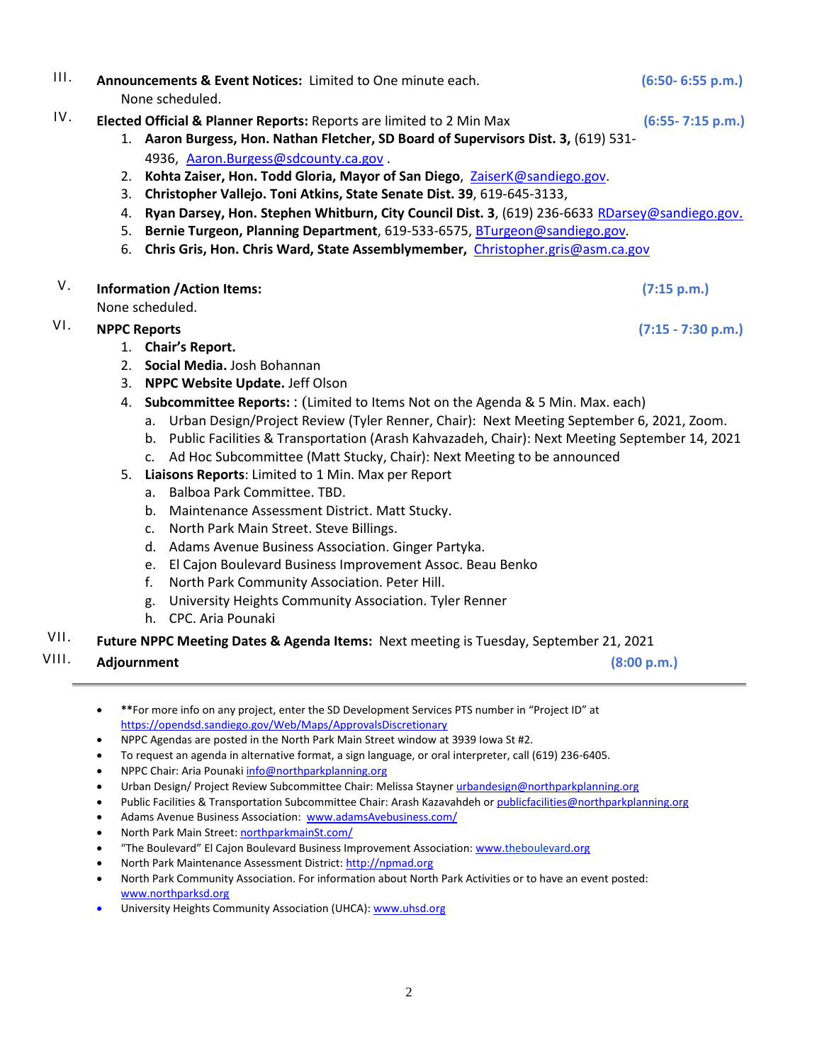III. **Announcements & Event Notices:** Limited to One minute each. **(6:50- 6:55 p.m.)**
None scheduled.

IV. **Elected Official & Planner Reports:** Reports are limited to 2 Min Max **(6:55- 7:15 p.m.)**

1. **Aaron Burgess, Hon. Nathan Fletcher, SD Board of Supervisors Dist. 3,** (619) 531-4936, Aaron.Burgess@sdcounty.ca.gov .
2. **Kohta Zaiser, Hon. Todd Gloria, Mayor of San Diego**, ZaiserK@sandiego.gov.
3. **Christopher Vallejo. Toni Atkins, State Senate Dist. 39**, 619-645-3133,
4. **Ryan Darsey, Hon. Stephen Whitburn, City Council Dist. 3**, (619) 236-6633 RDarsey@sandiego.gov.
5. **Bernie Turgeon, Planning Department**, 619-533-6575, BTurgeon@sandiego.gov.
6. **Chris Gris, Hon. Chris Ward, State Assemblymember,** Christopher.gris@asm.ca.gov

V. **Information /Action Items:** **(7:15 p.m.)**
None scheduled.

VI. **NPPC Reports** **(7:15 - 7:30 p.m.)**

1. **Chair's Report.**
2. **Social Media.** Josh Bohannan
3. **NPPC Website Update.** Jeff Olson
4. **Subcommittee Reports:** : (Limited to Items Not on the Agenda & 5 Min. Max. each)
   a. Urban Design/Project Review (Tyler Renner, Chair): Next Meeting September 6, 2021, Zoom.
   b. Public Facilities & Transportation (Arash Kahvazadeh, Chair): Next Meeting September 14, 2021
   c. Ad Hoc Subcommittee (Matt Stucky, Chair): Next Meeting to be announced
5. **Liaisons Reports**: Limited to 1 Min. Max per Report
   a. Balboa Park Committee. TBD.
   b. Maintenance Assessment District. Matt Stucky.
   c. North Park Main Street. Steve Billings.
   d. Adams Avenue Business Association. Ginger Partyka.
   e. El Cajon Boulevard Business Improvement Assoc. Beau Benko
   f. North Park Community Association. Peter Hill.
   g. University Heights Community Association. Tyler Renner
   h. CPC. Aria Pounaki

VII. **Future NPPC Meeting Dates & Agenda Items:** Next meeting is Tuesday, September 21, 2021

VIII. **Adjournment** **(8:00 p.m.)**

---

- **For more info on any project, enter the SD Development Services PTS number in "Project ID" at https://opendsd.sandiego.gov/Web/Maps/ApprovalsDiscretionary
- NPPC Agendas are posted in the North Park Main Street window at 3939 Iowa St #2.
- To request an agenda in alternative format, a sign language, or oral interpreter, call (619) 236-6405.
- NPPC Chair: Aria Pounaki info@northparkplanning.org
- Urban Design/ Project Review Subcommittee Chair: Melissa Stayner urbandesign@northparkplanning.org
- Public Facilities & Transportation Subcommittee Chair: Arash Kazavahdeh or publicfacilities@northparkplanning.org
- Adams Avenue Business Association: www.adamsAvebusiness.com/
- North Park Main Street: northparkmainSt.com/
- "The Boulevard" El Cajon Boulevard Business Improvement Association: www.theboulevard.org
- North Park Maintenance Assessment District: http://npmad.org
- North Park Community Association. For information about North Park Activities or to have an event posted: www.northparksd.org
- University Heights Community Association (UHCA): www.uhsd.org